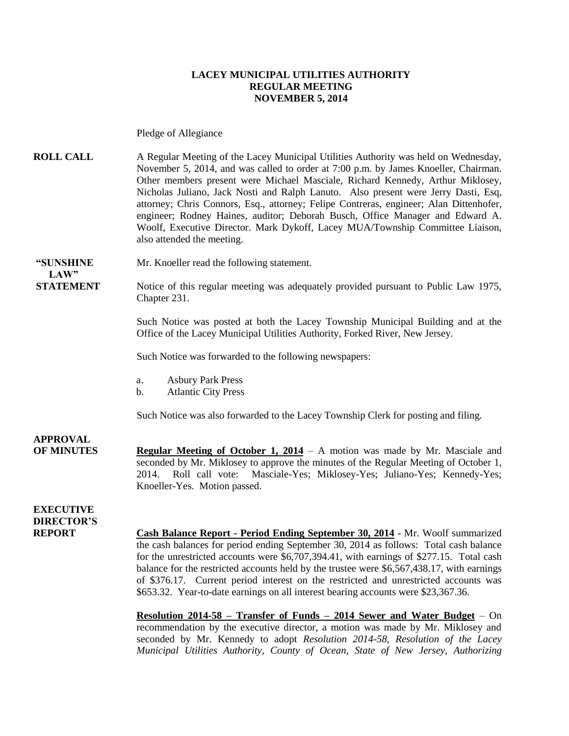**LACEY MUNICIPAL UTILITIES AUTHORITY**
**REGULAR MEETING**
**NOVEMBER 5, 2014**

Pledge of Allegiance

**ROLL CALL**

A Regular Meeting of the Lacey Municipal Utilities Authority was held on Wednesday, November 5, 2014, and was called to order at 7:00 p.m. by James Knoeller, Chairman. Other members present were Michael Masciale, Richard Kennedy, Arthur Miklosey, Nicholas Juliano, Jack Nosti and Ralph Lanuto. Also present were Jerry Dasti, Esq, attorney; Chris Connors, Esq., attorney; Felipe Contreras, engineer; Alan Dittenhofer, engineer; Rodney Haines, auditor; Deborah Busch, Office Manager and Edward A. Woolf, Executive Director. Mark Dykoff, Lacey MUA/Township Committee Liaison, also attended the meeting.

**"SUNSHINE LAW" STATEMENT**

Mr. Knoeller read the following statement.

Notice of this regular meeting was adequately provided pursuant to Public Law 1975, Chapter 231.

Such Notice was posted at both the Lacey Township Municipal Building and at the Office of the Lacey Municipal Utilities Authority, Forked River, New Jersey.

Such Notice was forwarded to the following newspapers:

a. Asbury Park Press
b. Atlantic City Press

Such Notice was also forwarded to the Lacey Township Clerk for posting and filing.

**APPROVAL OF MINUTES**

**Regular Meeting of October 1, 2014** – A motion was made by Mr. Masciale and seconded by Mr. Miklosey to approve the minutes of the Regular Meeting of October 1, 2014. Roll call vote: Masciale-Yes; Miklosey-Yes; Juliano-Yes; Kennedy-Yes; Knoeller-Yes. Motion passed.

**EXECUTIVE DIRECTOR'S REPORT**

**Cash Balance Report - Period Ending September 30, 2014** - Mr. Woolf summarized the cash balances for period ending September 30, 2014 as follows: Total cash balance for the unrestricted accounts were $6,707,394.41, with earnings of $277.15. Total cash balance for the restricted accounts held by the trustee were $6,567,438.17, with earnings of $376.17. Current period interest on the restricted and unrestricted accounts was $653.32. Year-to-date earnings on all interest bearing accounts were $23,367.36.

**Resolution 2014-58 – Transfer of Funds – 2014 Sewer and Water Budget** – On recommendation by the executive director, a motion was made by Mr. Miklosey and seconded by Mr. Kennedy to adopt *Resolution 2014-58, Resolution of the Lacey Municipal Utilities Authority, County of Ocean, State of New Jersey, Authorizing*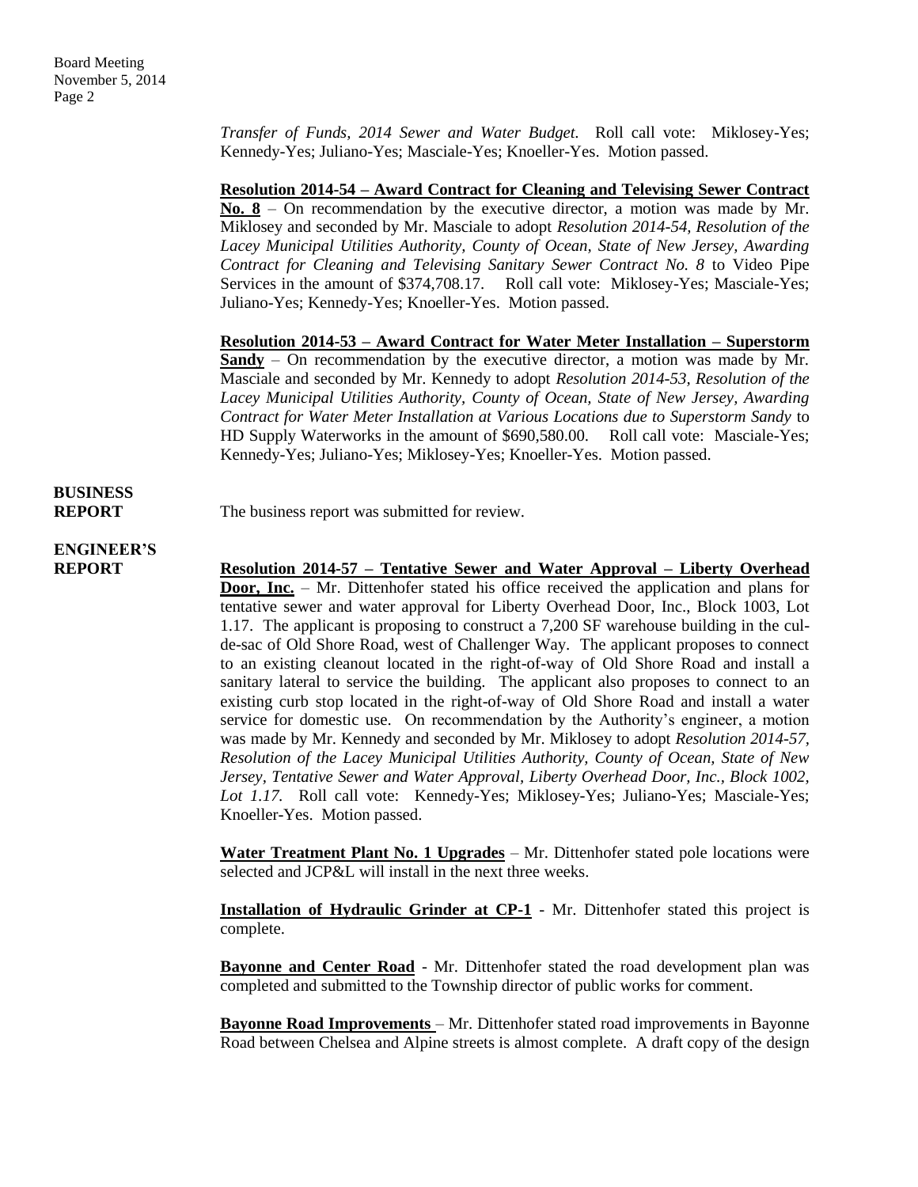*Transfer of Funds, 2014 Sewer and Water Budget.* Roll call vote: Miklosey-Yes; Kennedy-Yes; Juliano-Yes; Masciale-Yes; Knoeller-Yes. Motion passed.

**Resolution 2014-54 – Award Contract for Cleaning and Televising Sewer Contract No. 8** – On recommendation by the executive director, a motion was made by Mr. Miklosey and seconded by Mr. Masciale to adopt *Resolution 2014-54, Resolution of the Lacey Municipal Utilities Authority, County of Ocean, State of New Jersey, Awarding Contract for Cleaning and Televising Sanitary Sewer Contract No. 8* to Video Pipe Services in the amount of $374,708.17. Roll call vote: Miklosey-Yes; Masciale-Yes; Juliano-Yes; Kennedy-Yes; Knoeller-Yes. Motion passed.

**Resolution 2014-53 – Award Contract for Water Meter Installation – Superstorm Sandy** – On recommendation by the executive director, a motion was made by Mr. Masciale and seconded by Mr. Kennedy to adopt *Resolution 2014-53, Resolution of the Lacey Municipal Utilities Authority, County of Ocean, State of New Jersey, Awarding Contract for Water Meter Installation at Various Locations due to Superstorm Sandy* to HD Supply Waterworks in the amount of $690,580.00. Roll call vote: Masciale-Yes; Kennedy-Yes; Juliano-Yes; Miklosey-Yes; Knoeller-Yes. Motion passed.

**BUSINESS REPORT**

The business report was submitted for review.

**ENGINEER'S REPORT**

**Resolution 2014-57 – Tentative Sewer and Water Approval – Liberty Overhead Door, Inc.** – Mr. Dittenhofer stated his office received the application and plans for tentative sewer and water approval for Liberty Overhead Door, Inc., Block 1003, Lot 1.17. The applicant is proposing to construct a 7,200 SF warehouse building in the cul-de-sac of Old Shore Road, west of Challenger Way. The applicant proposes to connect to an existing cleanout located in the right-of-way of Old Shore Road and install a sanitary lateral to service the building. The applicant also proposes to connect to an existing curb stop located in the right-of-way of Old Shore Road and install a water service for domestic use. On recommendation by the Authority's engineer, a motion was made by Mr. Kennedy and seconded by Mr. Miklosey to adopt *Resolution 2014-57, Resolution of the Lacey Municipal Utilities Authority, County of Ocean, State of New Jersey, Tentative Sewer and Water Approval, Liberty Overhead Door, Inc., Block 1002, Lot 1.17.* Roll call vote: Kennedy-Yes; Miklosey-Yes; Juliano-Yes; Masciale-Yes; Knoeller-Yes. Motion passed.

**Water Treatment Plant No. 1 Upgrades** – Mr. Dittenhofer stated pole locations were selected and JCP&L will install in the next three weeks.

**Installation of Hydraulic Grinder at CP-1** - Mr. Dittenhofer stated this project is complete.

**Bayonne and Center Road** - Mr. Dittenhofer stated the road development plan was completed and submitted to the Township director of public works for comment.

**Bayonne Road Improvements** – Mr. Dittenhofer stated road improvements in Bayonne Road between Chelsea and Alpine streets is almost complete. A draft copy of the design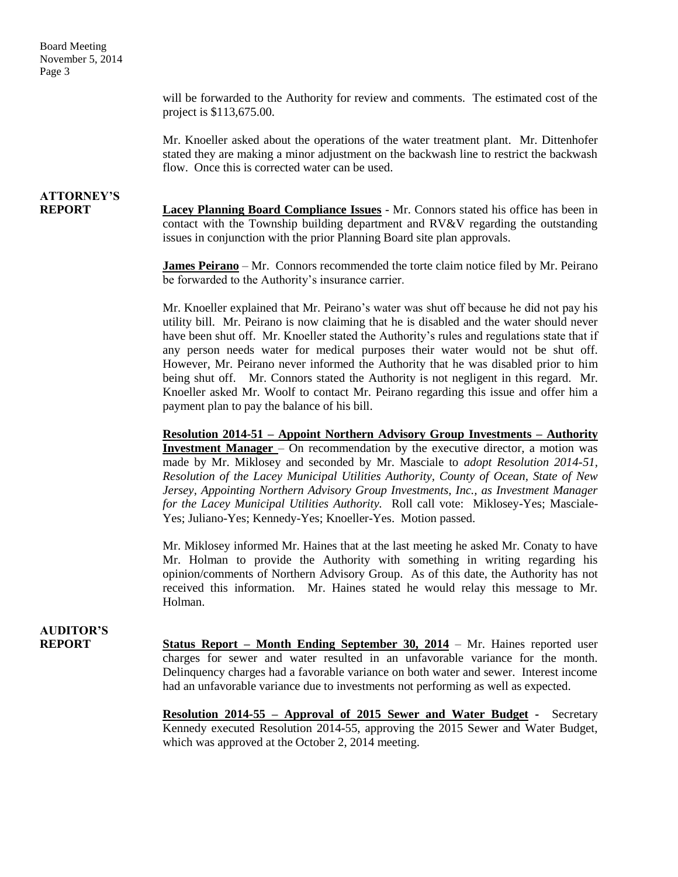will be forwarded to the Authority for review and comments. The estimated cost of the project is $113,675.00.

Mr. Knoeller asked about the operations of the water treatment plant. Mr. Dittenhofer stated they are making a minor adjustment on the backwash line to restrict the backwash flow. Once this is corrected water can be used.

**ATTORNEY'S REPORT**

**Lacey Planning Board Compliance Issues** - Mr. Connors stated his office has been in contact with the Township building department and RV&V regarding the outstanding issues in conjunction with the prior Planning Board site plan approvals.

**James Peirano** – Mr. Connors recommended the torte claim notice filed by Mr. Peirano be forwarded to the Authority's insurance carrier.

Mr. Knoeller explained that Mr. Peirano's water was shut off because he did not pay his utility bill. Mr. Peirano is now claiming that he is disabled and the water should never have been shut off. Mr. Knoeller stated the Authority's rules and regulations state that if any person needs water for medical purposes their water would not be shut off. However, Mr. Peirano never informed the Authority that he was disabled prior to him being shut off. Mr. Connors stated the Authority is not negligent in this regard. Mr. Knoeller asked Mr. Woolf to contact Mr. Peirano regarding this issue and offer him a payment plan to pay the balance of his bill.

**Resolution 2014-51 – Appoint Northern Advisory Group Investments – Authority Investment Manager** – On recommendation by the executive director, a motion was made by Mr. Miklosey and seconded by Mr. Masciale to *adopt Resolution 2014-51, Resolution of the Lacey Municipal Utilities Authority, County of Ocean, State of New Jersey, Appointing Northern Advisory Group Investments, Inc., as Investment Manager for the Lacey Municipal Utilities Authority.* Roll call vote: Miklosey-Yes; Masciale-Yes; Juliano-Yes; Kennedy-Yes; Knoeller-Yes. Motion passed.

Mr. Miklosey informed Mr. Haines that at the last meeting he asked Mr. Conaty to have Mr. Holman to provide the Authority with something in writing regarding his opinion/comments of Northern Advisory Group. As of this date, the Authority has not received this information. Mr. Haines stated he would relay this message to Mr. Holman.

**AUDITOR'S REPORT**

**Status Report – Month Ending September 30, 2014** – Mr. Haines reported user charges for sewer and water resulted in an unfavorable variance for the month. Delinquency charges had a favorable variance on both water and sewer. Interest income had an unfavorable variance due to investments not performing as well as expected.

**Resolution 2014-55 – Approval of 2015 Sewer and Water Budget** - Secretary Kennedy executed Resolution 2014-55, approving the 2015 Sewer and Water Budget, which was approved at the October 2, 2014 meeting.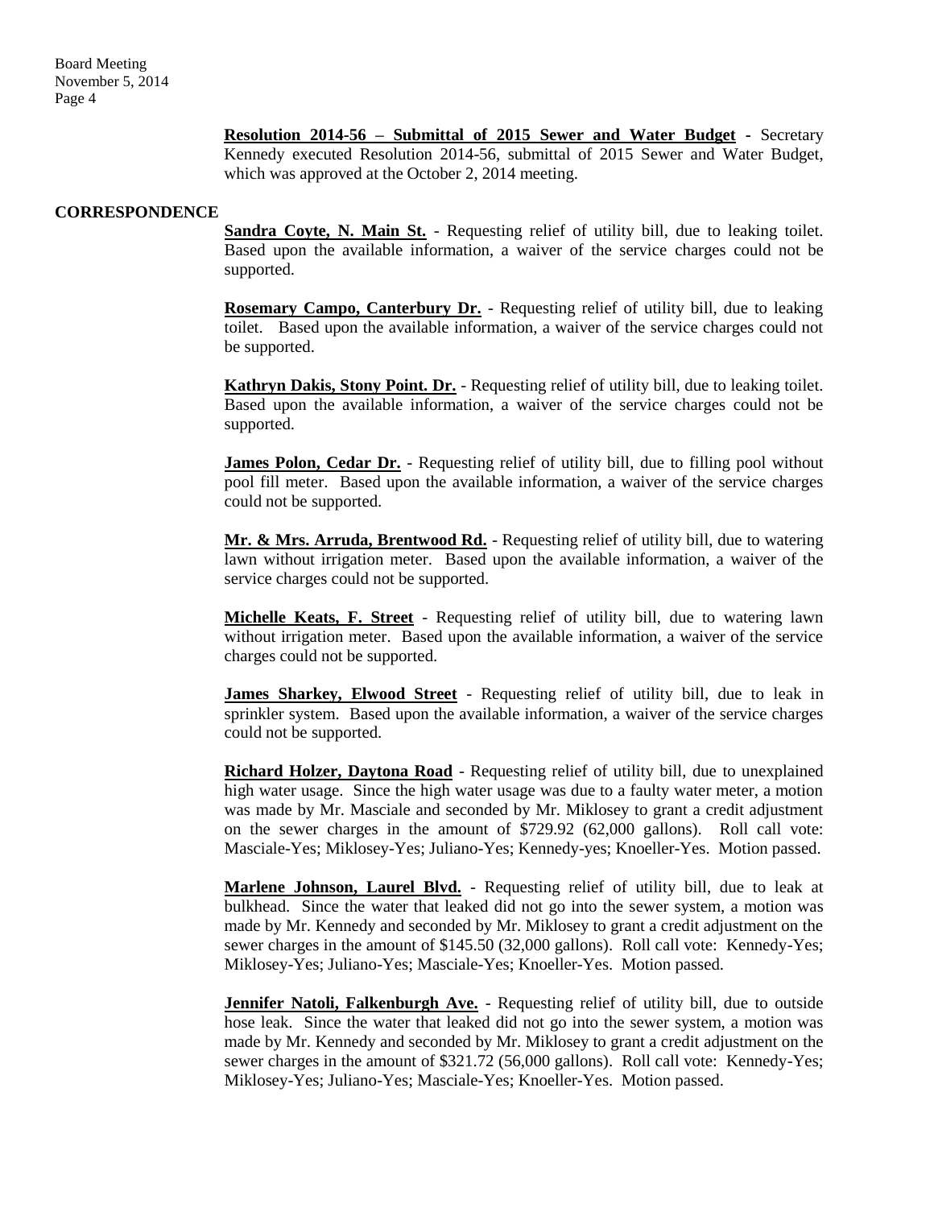**Resolution 2014-56 – Submittal of 2015 Sewer and Water Budget** - Secretary Kennedy executed Resolution 2014-56, submittal of 2015 Sewer and Water Budget, which was approved at the October 2, 2014 meeting.

## CORRESPONDENCE

**Sandra Coyte, N. Main St.** - Requesting relief of utility bill, due to leaking toilet. Based upon the available information, a waiver of the service charges could not be supported.

**Rosemary Campo, Canterbury Dr.** - Requesting relief of utility bill, due to leaking toilet. Based upon the available information, a waiver of the service charges could not be supported.

**Kathryn Dakis, Stony Point. Dr.** - Requesting relief of utility bill, due to leaking toilet. Based upon the available information, a waiver of the service charges could not be supported.

**James Polon, Cedar Dr.** - Requesting relief of utility bill, due to filling pool without pool fill meter. Based upon the available information, a waiver of the service charges could not be supported.

**Mr. & Mrs. Arruda, Brentwood Rd.** - Requesting relief of utility bill, due to watering lawn without irrigation meter. Based upon the available information, a waiver of the service charges could not be supported.

**Michelle Keats, F. Street** - Requesting relief of utility bill, due to watering lawn without irrigation meter. Based upon the available information, a waiver of the service charges could not be supported.

**James Sharkey, Elwood Street** - Requesting relief of utility bill, due to leak in sprinkler system. Based upon the available information, a waiver of the service charges could not be supported.

**Richard Holzer, Daytona Road** - Requesting relief of utility bill, due to unexplained high water usage. Since the high water usage was due to a faulty water meter, a motion was made by Mr. Masciale and seconded by Mr. Miklosey to grant a credit adjustment on the sewer charges in the amount of $729.92 (62,000 gallons). Roll call vote: Masciale-Yes; Miklosey-Yes; Juliano-Yes; Kennedy-yes; Knoeller-Yes. Motion passed.

**Marlene Johnson, Laurel Blvd.** - Requesting relief of utility bill, due to leak at bulkhead. Since the water that leaked did not go into the sewer system, a motion was made by Mr. Kennedy and seconded by Mr. Miklosey to grant a credit adjustment on the sewer charges in the amount of $145.50 (32,000 gallons). Roll call vote: Kennedy-Yes; Miklosey-Yes; Juliano-Yes; Masciale-Yes; Knoeller-Yes. Motion passed.

**Jennifer Natoli, Falkenburgh Ave.** - Requesting relief of utility bill, due to outside hose leak. Since the water that leaked did not go into the sewer system, a motion was made by Mr. Kennedy and seconded by Mr. Miklosey to grant a credit adjustment on the sewer charges in the amount of $321.72 (56,000 gallons). Roll call vote: Kennedy-Yes; Miklosey-Yes; Juliano-Yes; Masciale-Yes; Knoeller-Yes. Motion passed.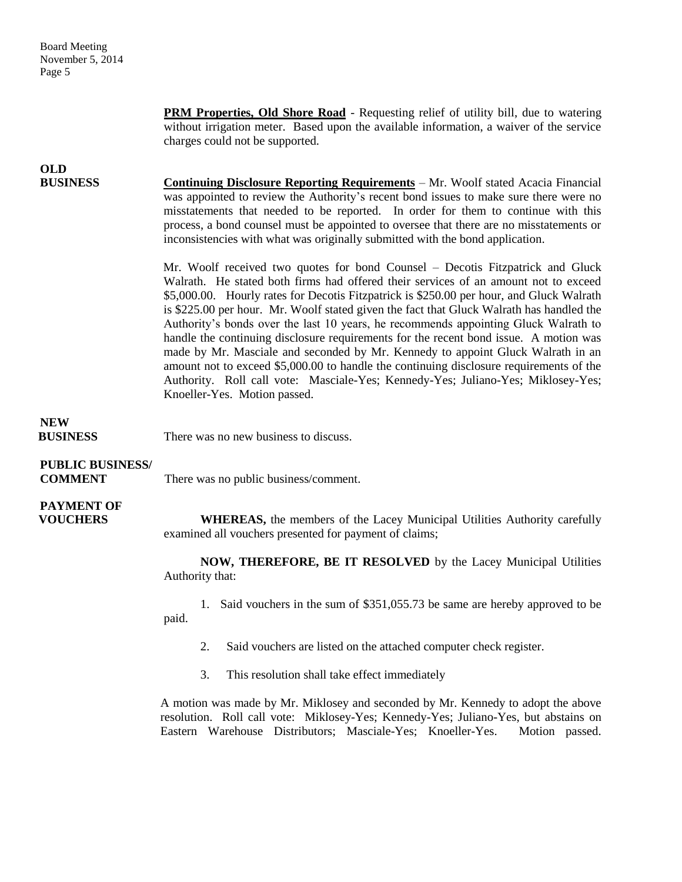**PRM Properties, Old Shore Road** - Requesting relief of utility bill, due to watering without irrigation meter. Based upon the available information, a waiver of the service charges could not be supported.

**OLD BUSINESS**

**Continuing Disclosure Reporting Requirements** – Mr. Woolf stated Acacia Financial was appointed to review the Authority's recent bond issues to make sure there were no misstatements that needed to be reported. In order for them to continue with this process, a bond counsel must be appointed to oversee that there are no misstatements or inconsistencies with what was originally submitted with the bond application.

Mr. Woolf received two quotes for bond Counsel – Decotis Fitzpatrick and Gluck Walrath. He stated both firms had offered their services of an amount not to exceed \$5,000.00. Hourly rates for Decotis Fitzpatrick is \$250.00 per hour, and Gluck Walrath is \$225.00 per hour. Mr. Woolf stated given the fact that Gluck Walrath has handled the Authority's bonds over the last 10 years, he recommends appointing Gluck Walrath to handle the continuing disclosure requirements for the recent bond issue. A motion was made by Mr. Masciale and seconded by Mr. Kennedy to appoint Gluck Walrath in an amount not to exceed \$5,000.00 to handle the continuing disclosure requirements of the Authority. Roll call vote: Masciale-Yes; Kennedy-Yes; Juliano-Yes; Miklosey-Yes; Knoeller-Yes. Motion passed.

**NEW BUSINESS**

There was no new business to discuss.

**PUBLIC BUSINESS/ COMMENT**

There was no public business/comment.

**PAYMENT OF VOUCHERS**

**WHEREAS,** the members of the Lacey Municipal Utilities Authority carefully examined all vouchers presented for payment of claims;

**NOW, THEREFORE, BE IT RESOLVED** by the Lacey Municipal Utilities Authority that:

1. Said vouchers in the sum of \$351,055.73 be same are hereby approved to be paid.
2. Said vouchers are listed on the attached computer check register.
3. This resolution shall take effect immediately

A motion was made by Mr. Miklosey and seconded by Mr. Kennedy to adopt the above resolution. Roll call vote: Miklosey-Yes; Kennedy-Yes; Juliano-Yes, but abstains on Eastern Warehouse Distributors; Masciale-Yes; Knoeller-Yes. Motion passed.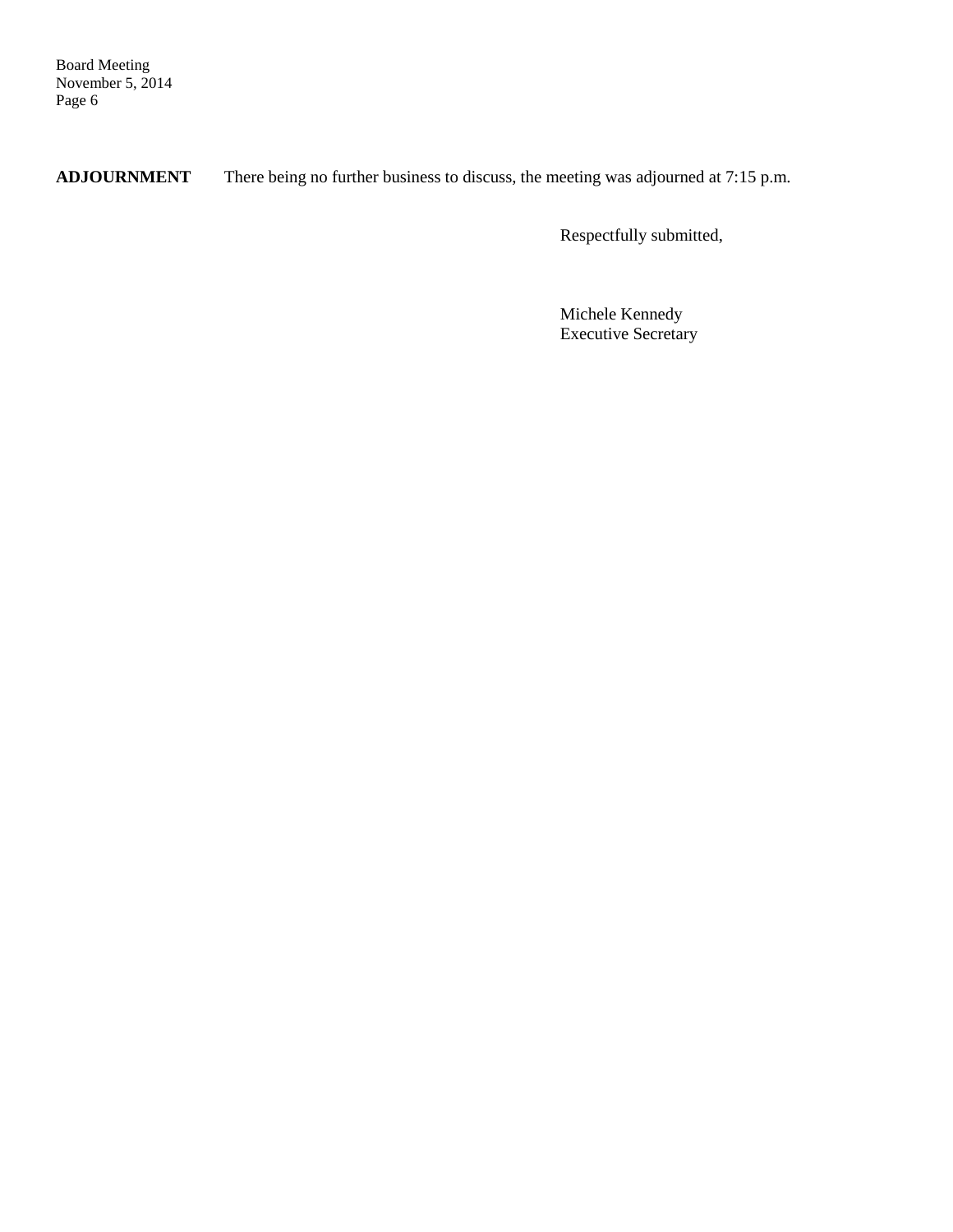**ADJOURNMENT** There being no further business to discuss, the meeting was adjourned at 7:15 p.m.

Respectfully submitted,

Michele Kennedy
Executive Secretary